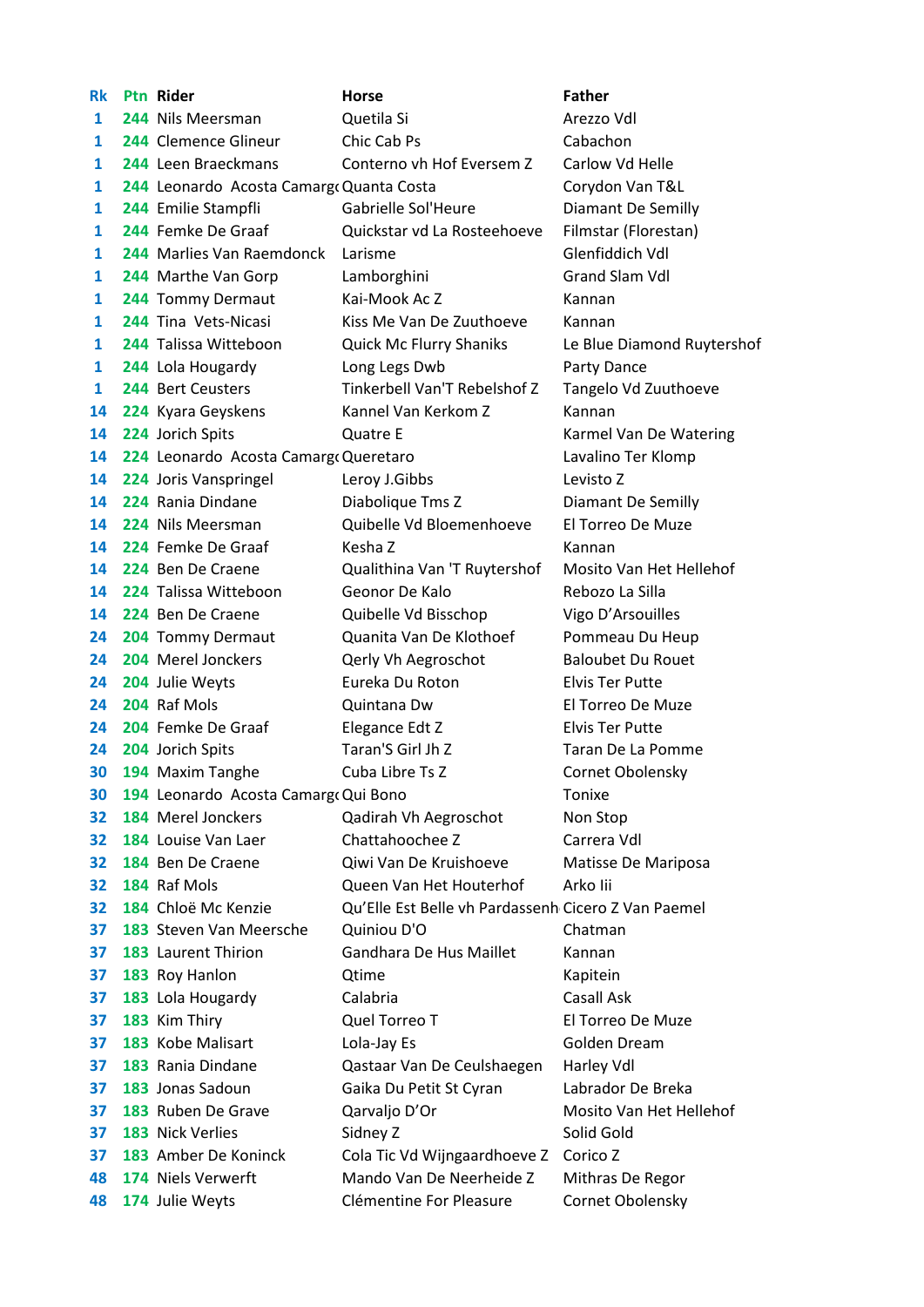| Rk | Ptn | Rider | Horse | Father |
|---|---|---|---|---|
| 1 | 244 | Nils Meersman | Quetila Si | Arezzo Vdl |
| 1 | 244 | Clemence Glineur | Chic Cab Ps | Cabachon |
| 1 | 244 | Leen Braeckmans | Conterno vh Hof Eversem Z | Carlow Vd Helle |
| 1 | 244 | Leonardo Acosta Camargo | Quanta Costa | Corydon Van T&L |
| 1 | 244 | Emilie Stampfli | Gabrielle Sol'Heure | Diamant De Semilly |
| 1 | 244 | Femke De Graaf | Quickstar vd La Rosteehoeve | Filmstar (Florestan) |
| 1 | 244 | Marlies Van Raemdonck | Larisme | Glenfiddich Vdl |
| 1 | 244 | Marthe Van Gorp | Lamborghini | Grand Slam Vdl |
| 1 | 244 | Tommy Dermaut | Kai-Mook Ac Z | Kannan |
| 1 | 244 | Tina Vets-Nicasi | Kiss Me Van De Zuuthoeve | Kannan |
| 1 | 244 | Talissa Witteboon | Quick Mc Flurry Shaniks | Le Blue Diamond Ruytershof |
| 1 | 244 | Lola Hougardy | Long Legs Dwb | Party Dance |
| 1 | 244 | Bert Ceusters | Tinkerbell Van'T Rebelshof Z | Tangelo Vd Zuuthoeve |
| 14 | 224 | Kyara Geyskens | Kannel Van Kerkom Z | Kannan |
| 14 | 224 | Jorich Spits | Quatre E | Karmel Van De Watering |
| 14 | 224 | Leonardo Acosta Camargo | Queretaro | Lavalino Ter Klomp |
| 14 | 224 | Joris Vanspringel | Leroy J.Gibbs | Levisto Z |
| 14 | 224 | Rania Dindane | Diabolique Tms Z | Diamant De Semilly |
| 14 | 224 | Nils Meersman | Quibelle Vd Bloemenhoeve | El Torreo De Muze |
| 14 | 224 | Femke De Graaf | Kesha Z | Kannan |
| 14 | 224 | Ben De Craene | Qualithina Van 'T Ruytershof | Mosito Van Het Hellehof |
| 14 | 224 | Talissa Witteboon | Geonor De Kalo | Rebozo La Silla |
| 14 | 224 | Ben De Craene | Quibelle Vd Bisschop | Vigo D'Arsouilles |
| 24 | 204 | Tommy Dermaut | Quanita Van De Klothoef | Pommeau Du Heup |
| 24 | 204 | Merel Jonckers | Qerly Vh Aegroschot | Baloubet Du Rouet |
| 24 | 204 | Julie Weyts | Eureka Du Roton | Elvis Ter Putte |
| 24 | 204 | Raf Mols | Quintana Dw | El Torreo De Muze |
| 24 | 204 | Femke De Graaf | Elegance Edt Z | Elvis Ter Putte |
| 24 | 204 | Jorich Spits | Taran'S Girl Jh Z | Taran De La Pomme |
| 30 | 194 | Maxim Tanghe | Cuba Libre Ts Z | Cornet Obolensky |
| 30 | 194 | Leonardo Acosta Camargo | Qui Bono | Tonixe |
| 32 | 184 | Merel Jonckers | Qadirah Vh Aegroschot | Non Stop |
| 32 | 184 | Louise Van Laer | Chattahoochee Z | Carrera Vdl |
| 32 | 184 | Ben De Craene | Qiwi Van De Kruishoeve | Matisse De Mariposa |
| 32 | 184 | Raf Mols | Queen Van Het Houterhof | Arko Iii |
| 32 | 184 | Chloë Mc Kenzie | Qu'Elle Est Belle vh Pardassenh | Cicero Z Van Paemel |
| 37 | 183 | Steven Van Meersche | Quiniou D'O | Chatman |
| 37 | 183 | Laurent Thirion | Gandhara De Hus Maillet | Kannan |
| 37 | 183 | Roy Hanlon | Qtime | Kapitein |
| 37 | 183 | Lola Hougardy | Calabria | Casall Ask |
| 37 | 183 | Kim Thiry | Quel Torreo T | El Torreo De Muze |
| 37 | 183 | Kobe Malisart | Lola-Jay Es | Golden Dream |
| 37 | 183 | Rania Dindane | Qastaar Van De Ceulshaegen | Harley Vdl |
| 37 | 183 | Jonas Sadoun | Gaika Du Petit St Cyran | Labrador De Breka |
| 37 | 183 | Ruben De Grave | Qarvaljo D'Or | Mosito Van Het Hellehof |
| 37 | 183 | Nick Verlies | Sidney Z | Solid Gold |
| 37 | 183 | Amber De Koninck | Cola Tic Vd Wijngaardhoeve Z | Corico Z |
| 48 | 174 | Niels Verwerft | Mando Van De Neerheide Z | Mithras De Regor |
| 48 | 174 | Julie Weyts | Clémentine For Pleasure | Cornet Obolensky |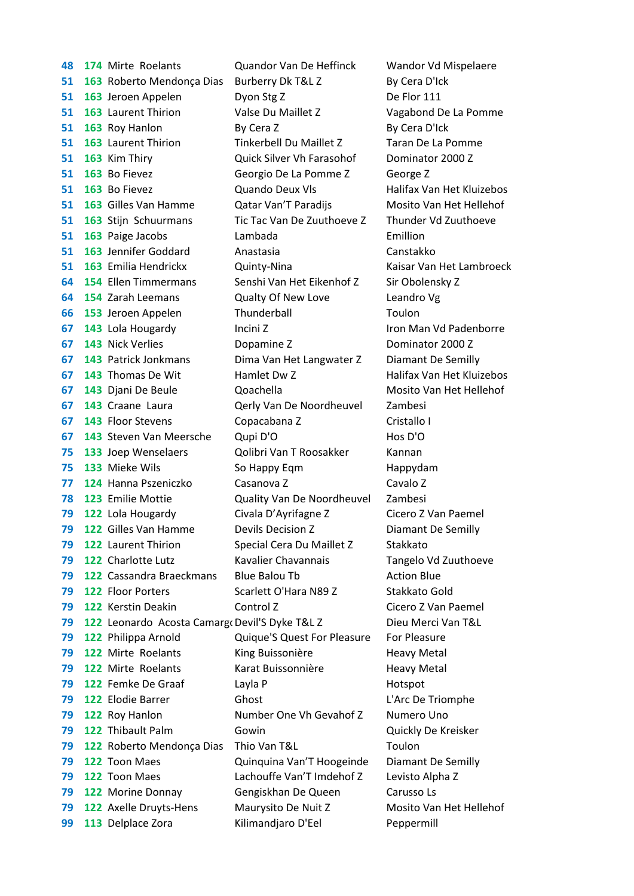| | | | | |
|---|---|---|---|---|
| 48 | 174 | Mirte Roelants | Quandor Van De Heffinck | Wandor Vd Mispelaere |
| 51 | 163 | Roberto Mendonça Dias | Burberry Dk T&L Z | By Cera D'Ick |
| 51 | 163 | Jeroen Appelen | Dyon Stg Z | De Flor 111 |
| 51 | 163 | Laurent Thirion | Valse Du Maillet Z | Vagabond De La Pomme |
| 51 | 163 | Roy Hanlon | By Cera Z | By Cera D'Ick |
| 51 | 163 | Laurent Thirion | Tinkerbell Du Maillet Z | Taran De La Pomme |
| 51 | 163 | Kim Thiry | Quick Silver Vh Farasohof | Dominator 2000 Z |
| 51 | 163 | Bo Fievez | Georgio De La Pomme Z | George Z |
| 51 | 163 | Bo Fievez | Quando Deux Vls | Halifax Van Het Kluizebos |
| 51 | 163 | Gilles Van Hamme | Qatar Van'T Paradijs | Mosito Van Het Hellehof |
| 51 | 163 | Stijn Schuurmans | Tic Tac Van De Zuuthoeve Z | Thunder Vd Zuuthoeve |
| 51 | 163 | Paige Jacobs | Lambada | Emillion |
| 51 | 163 | Jennifer Goddard | Anastasia | Canstakko |
| 51 | 163 | Emilia Hendrickx | Quinty-Nina | Kaisar Van Het Lambroeck |
| 64 | 154 | Ellen Timmermans | Senshi Van Het Eikenhof Z | Sir Obolensky Z |
| 64 | 154 | Zarah Leemans | Qualty Of New Love | Leandro Vg |
| 66 | 153 | Jeroen Appelen | Thunderball | Toulon |
| 67 | 143 | Lola Hougardy | Incini Z | Iron Man Vd Padenborre |
| 67 | 143 | Nick Verlies | Dopamine Z | Dominator 2000 Z |
| 67 | 143 | Patrick Jonkmans | Dima Van Het Langwater Z | Diamant De Semilly |
| 67 | 143 | Thomas De Wit | Hamlet Dw Z | Halifax Van Het Kluizebos |
| 67 | 143 | Djani De Beule | Qoachella | Mosito Van Het Hellehof |
| 67 | 143 | Craane Laura | Qerly Van De Noordheuvel | Zambesi |
| 67 | 143 | Floor Stevens | Copacabana Z | Cristallo I |
| 67 | 143 | Steven Van Meersche | Qupi D'O | Hos D'O |
| 75 | 133 | Joep Wenselaers | Qolibri Van T Roosakker | Kannan |
| 75 | 133 | Mieke Wils | So Happy Eqm | Happydam |
| 77 | 124 | Hanna Pszeniczko | Casanova Z | Cavalo Z |
| 78 | 123 | Emilie Mottie | Quality Van De Noordheuvel | Zambesi |
| 79 | 122 | Lola Hougardy | Civala D'Ayrifagne Z | Cicero Z Van Paemel |
| 79 | 122 | Gilles Van Hamme | Devils Decision Z | Diamant De Semilly |
| 79 | 122 | Laurent Thirion | Special Cera Du Maillet Z | Stakkato |
| 79 | 122 | Charlotte Lutz | Kavalier Chavannais | Tangelo Vd Zuuthoeve |
| 79 | 122 | Cassandra Braeckmans | Blue Balou Tb | Action Blue |
| 79 | 122 | Floor Porters | Scarlett O'Hara N89 Z | Stakkato Gold |
| 79 | 122 | Kerstin Deakin | Control Z | Cicero Z Van Paemel |
| 79 | 122 | Leonardo Acosta Camargo | Devil'S Dyke T&L Z | Dieu Merci Van T&L |
| 79 | 122 | Philippa Arnold | Quique'S Quest For Pleasure | For Pleasure |
| 79 | 122 | Mirte Roelants | King Buissonière | Heavy Metal |
| 79 | 122 | Mirte Roelants | Karat Buissonnière | Heavy Metal |
| 79 | 122 | Femke De Graaf | Layla P | Hotspot |
| 79 | 122 | Elodie Barrer | Ghost | L'Arc De Triomphe |
| 79 | 122 | Roy Hanlon | Number One Vh Gevahof Z | Numero Uno |
| 79 | 122 | Thibault Palm | Gowin | Quickly De Kreisker |
| 79 | 122 | Roberto Mendonça Dias | Thio Van T&L | Toulon |
| 79 | 122 | Toon Maes | Quinquina Van'T Hoogeinde | Diamant De Semilly |
| 79 | 122 | Toon Maes | Lachouffe Van'T Imdehof Z | Levisto Alpha Z |
| 79 | 122 | Morine Donnay | Gengiskhan De Queen | Carusso Ls |
| 79 | 122 | Axelle Druyts-Hens | Maurysito De Nuit Z | Mosito Van Het Hellehof |
| 99 | 113 | Delplace Zora | Kilimandjaro D'Eel | Peppermill |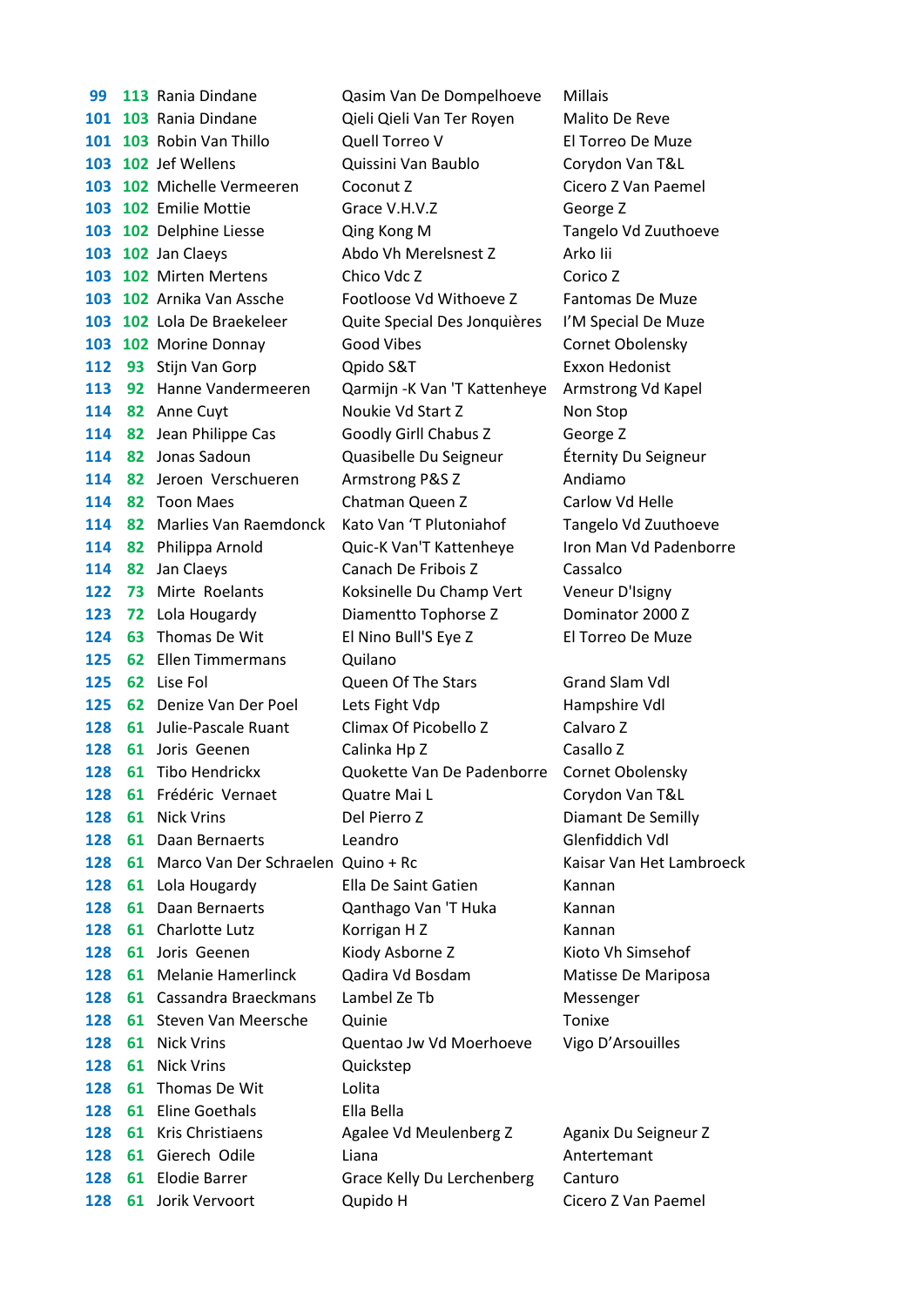| | | | | |
|---|---|---|---|---|
| 99 | 113 | Rania Dindane | Qasim Van De Dompelhoeve | Millais |
| 101 | 103 | Rania Dindane | Qieli Qieli Van Ter Royen | Malito De Reve |
| 101 | 103 | Robin Van Thillo | Quell Torreo V | El Torreo De Muze |
| 103 | 102 | Jef Wellens | Quissini Van Baublo | Corydon Van T&L |
| 103 | 102 | Michelle Vermeeren | Coconut Z | Cicero Z Van Paemel |
| 103 | 102 | Emilie Mottie | Grace V.H.V.Z | George Z |
| 103 | 102 | Delphine Liesse | Qing Kong M | Tangelo Vd Zuuthoeve |
| 103 | 102 | Jan Claeys | Abdo Vh Merelsnest Z | Arko Iii |
| 103 | 102 | Mirten Mertens | Chico Vdc Z | Corico Z |
| 103 | 102 | Arnika Van Assche | Footloose Vd Withoeve Z | Fantomas De Muze |
| 103 | 102 | Lola De Braekeleer | Quite Special Des Jonquières | I'M Special De Muze |
| 103 | 102 | Morine Donnay | Good Vibes | Cornet Obolensky |
| 112 | 93 | Stijn Van Gorp | Qpido S&T | Exxon Hedonist |
| 113 | 92 | Hanne Vandermeeren | Qarmijn -K Van 'T Kattenheye | Armstrong Vd Kapel |
| 114 | 82 | Anne Cuyt | Noukie Vd Start Z | Non Stop |
| 114 | 82 | Jean Philippe Cas | Goodly Girll Chabus Z | George Z |
| 114 | 82 | Jonas Sadoun | Quasibelle Du Seigneur | Éternity Du Seigneur |
| 114 | 82 | Jeroen Verschueren | Armstrong P&S Z | Andiamo |
| 114 | 82 | Toon Maes | Chatman Queen Z | Carlow Vd Helle |
| 114 | 82 | Marlies Van Raemdonck | Kato Van 'T Plutoniahof | Tangelo Vd Zuuthoeve |
| 114 | 82 | Philippa Arnold | Quic-K Van'T Kattenheye | Iron Man Vd Padenborre |
| 114 | 82 | Jan Claeys | Canach De Fribois Z | Cassalco |
| 122 | 73 | Mirte Roelants | Koksinelle Du Champ Vert | Veneur D'Isigny |
| 123 | 72 | Lola Hougardy | Diamentto Tophorse Z | Dominator 2000 Z |
| 124 | 63 | Thomas De Wit | El Nino Bull'S Eye Z | El Torreo De Muze |
| 125 | 62 | Ellen Timmermans | Quilano | |
| 125 | 62 | Lise Fol | Queen Of The Stars | Grand Slam Vdl |
| 125 | 62 | Denize Van Der Poel | Lets Fight Vdp | Hampshire Vdl |
| 128 | 61 | Julie-Pascale Ruant | Climax Of Picobello Z | Calvaro Z |
| 128 | 61 | Joris Geenen | Calinka Hp Z | Casallo Z |
| 128 | 61 | Tibo Hendrickx | Quokette Van De Padenborre | Cornet Obolensky |
| 128 | 61 | Frédéric Vernaet | Quatre Mai L | Corydon Van T&L |
| 128 | 61 | Nick Vrins | Del Pierro Z | Diamant De Semilly |
| 128 | 61 | Daan Bernaerts | Leandro | Glenfiddich Vdl |
| 128 | 61 | Marco Van Der Schraelen | Quino + Rc | Kaisar Van Het Lambroeck |
| 128 | 61 | Lola Hougardy | Ella De Saint Gatien | Kannan |
| 128 | 61 | Daan Bernaerts | Qanthago Van 'T Huka | Kannan |
| 128 | 61 | Charlotte Lutz | Korrigan H Z | Kannan |
| 128 | 61 | Joris Geenen | Kiody Asborne Z | Kioto Vh Simsehof |
| 128 | 61 | Melanie Hamerlinck | Qadira Vd Bosdam | Matisse De Mariposa |
| 128 | 61 | Cassandra Braeckmans | Lambel Ze Tb | Messenger |
| 128 | 61 | Steven Van Meersche | Quinie | Tonixe |
| 128 | 61 | Nick Vrins | Quentao Jw Vd Moerhoeve | Vigo D'Arsouilles |
| 128 | 61 | Nick Vrins | Quickstep | |
| 128 | 61 | Thomas De Wit | Lolita | |
| 128 | 61 | Eline Goethals | Ella Bella | |
| 128 | 61 | Kris Christiaens | Agalee Vd Meulenberg Z | Aganix Du Seigneur Z |
| 128 | 61 | Gierech Odile | Liana | Antertemant |
| 128 | 61 | Elodie Barrer | Grace Kelly Du Lerchenberg | Canturo |
| 128 | 61 | Jorik Vervoort | Qupido H | Cicero Z Van Paemel |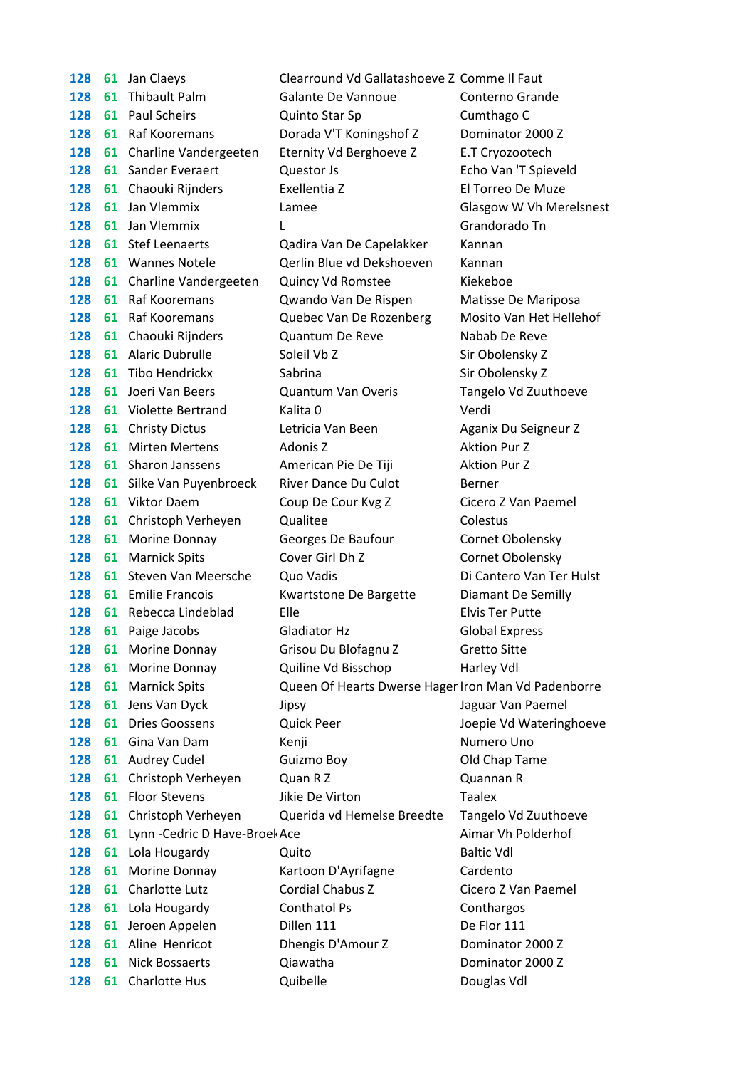| | | | | |
|---|---|---|---|---|
| 128 | 61 | Jan Claeys | Clearround Vd Gallatashoeve Z | Comme Il Faut |
| 128 | 61 | Thibault Palm | Galante De Vannoue | Conterno Grande |
| 128 | 61 | Paul Scheirs | Quinto Star Sp | Cumthago C |
| 128 | 61 | Raf Kooremans | Dorada V'T Koningshof Z | Dominator 2000 Z |
| 128 | 61 | Charline Vandergeeten | Eternity Vd Berghoeve Z | E.T Cryozootech |
| 128 | 61 | Sander Everaert | Questor Js | Echo Van 'T Spieveld |
| 128 | 61 | Chaouki Rijnders | Exellentia Z | El Torreo De Muze |
| 128 | 61 | Jan Vlemmix | Lamee | Glasgow W Vh Merelsnest |
| 128 | 61 | Jan Vlemmix | L | Grandorado Tn |
| 128 | 61 | Stef Leenaerts | Qadira Van De Capelakker | Kannan |
| 128 | 61 | Wannes Notele | Qerlin Blue vd Dekshoeven | Kannan |
| 128 | 61 | Charline Vandergeeten | Quincy Vd Romstee | Kiekeboe |
| 128 | 61 | Raf Kooremans | Qwando Van De Rispen | Matisse De Mariposa |
| 128 | 61 | Raf Kooremans | Quebec Van De Rozenberg | Mosito Van Het Hellehof |
| 128 | 61 | Chaouki Rijnders | Quantum De Reve | Nabab De Reve |
| 128 | 61 | Alaric Dubrulle | Soleil Vb Z | Sir Obolensky Z |
| 128 | 61 | Tibo Hendrickx | Sabrina | Sir Obolensky Z |
| 128 | 61 | Joeri Van Beers | Quantum Van Overis | Tangelo Vd Zuuthoeve |
| 128 | 61 | Violette Bertrand | Kalita 0 | Verdi |
| 128 | 61 | Christy Dictus | Letricia Van Been | Aganix Du Seigneur Z |
| 128 | 61 | Mirten Mertens | Adonis Z | Aktion Pur Z |
| 128 | 61 | Sharon Janssens | American Pie De Tiji | Aktion Pur Z |
| 128 | 61 | Silke Van Puyenbroeck | River Dance Du Culot | Berner |
| 128 | 61 | Viktor Daem | Coup De Cour Kvg Z | Cicero Z Van Paemel |
| 128 | 61 | Christoph Verheyen | Qualitee | Colestus |
| 128 | 61 | Morine Donnay | Georges De Baufour | Cornet Obolensky |
| 128 | 61 | Marnick Spits | Cover Girl Dh Z | Cornet Obolensky |
| 128 | 61 | Steven Van Meersche | Quo Vadis | Di Cantero Van Ter Hulst |
| 128 | 61 | Emilie Francois | Kwartstone De Bargette | Diamant De Semilly |
| 128 | 61 | Rebecca Lindeblad | Elle | Elvis Ter Putte |
| 128 | 61 | Paige Jacobs | Gladiator Hz | Global Express |
| 128 | 61 | Morine Donnay | Grisou Du Blofagnu Z | Gretto Sitte |
| 128 | 61 | Morine Donnay | Quiline Vd Bisschop | Harley Vdl |
| 128 | 61 | Marnick Spits | Queen Of Hearts Dwerse Hager | Iron Man Vd Padenborre |
| 128 | 61 | Jens Van Dyck | Jipsy | Jaguar Van Paemel |
| 128 | 61 | Dries Goossens | Quick Peer | Joepie Vd Wateringhoeve |
| 128 | 61 | Gina Van Dam | Kenji | Numero Uno |
| 128 | 61 | Audrey Cudel | Guizmo Boy | Old Chap Tame |
| 128 | 61 | Christoph Verheyen | Quan R Z | Quannan R |
| 128 | 61 | Floor Stevens | Jikie De Virton | Taalex |
| 128 | 61 | Christoph Verheyen | Querida vd Hemelse Breedte | Tangelo Vd Zuuthoeve |
| 128 | 61 | Lynn -Cedric D Have-Broek | Ace | Aimar Vh Polderhof |
| 128 | 61 | Lola Hougardy | Quito | Baltic Vdl |
| 128 | 61 | Morine Donnay | Kartoon D'Ayrifagne | Cardento |
| 128 | 61 | Charlotte Lutz | Cordial Chabus Z | Cicero Z Van Paemel |
| 128 | 61 | Lola Hougardy | Conthatol Ps | Conthargos |
| 128 | 61 | Jeroen Appelen | Dillen 111 | De Flor 111 |
| 128 | 61 | Aline Henricot | Dhengis D'Amour Z | Dominator 2000 Z |
| 128 | 61 | Nick Bossaerts | Qiawatha | Dominator 2000 Z |
| 128 | 61 | Charlotte Hus | Quibelle | Douglas Vdl |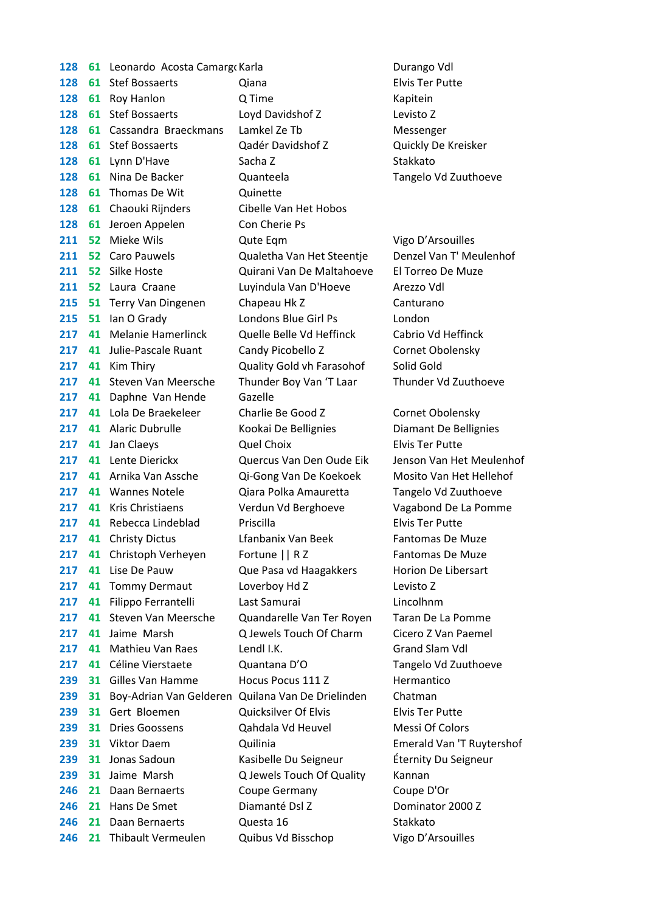| | | | | |
|---|---|---|---|---|
| 128 | 61 | Leonardo Acosta Camargo | Karla | Durango Vdl |
| 128 | 61 | Stef Bossaerts | Qiana | Elvis Ter Putte |
| 128 | 61 | Roy Hanlon | Q Time | Kapitein |
| 128 | 61 | Stef Bossaerts | Loyd Davidshof Z | Levisto Z |
| 128 | 61 | Cassandra Braeckmans | Lamkel Ze Tb | Messenger |
| 128 | 61 | Stef Bossaerts | Qadér Davidshof Z | Quickly De Kreisker |
| 128 | 61 | Lynn D'Have | Sacha Z | Stakkato |
| 128 | 61 | Nina De Backer | Quanteela | Tangelo Vd Zuuthoeve |
| 128 | 61 | Thomas De Wit | Quinette | |
| 128 | 61 | Chaouki Rijnders | Cibelle Van Het Hobos | |
| 128 | 61 | Jeroen Appelen | Con Cherie Ps | |
| 211 | 52 | Mieke Wils | Qute Eqm | Vigo D'Arsouilles |
| 211 | 52 | Caro Pauwels | Qualetha Van Het Steentje | Denzel Van T' Meulenhof |
| 211 | 52 | Silke Hoste | Quirani Van De Maltahoeve | El Torreo De Muze |
| 211 | 52 | Laura Craane | Luyindula Van D'Hoeve | Arezzo Vdl |
| 215 | 51 | Terry Van Dingenen | Chapeau Hk Z | Canturano |
| 215 | 51 | Ian O Grady | Londons Blue Girl Ps | London |
| 217 | 41 | Melanie Hamerlinck | Quelle Belle Vd Heffinck | Cabrio Vd Heffinck |
| 217 | 41 | Julie-Pascale Ruant | Candy Picobello Z | Cornet Obolensky |
| 217 | 41 | Kim Thiry | Quality Gold vh Farasohof | Solid Gold |
| 217 | 41 | Steven Van Meersche | Thunder Boy Van 'T Laar | Thunder Vd Zuuthoeve |
| 217 | 41 | Daphne Van Hende | Gazelle | |
| 217 | 41 | Lola De Braekeleer | Charlie Be Good Z | Cornet Obolensky |
| 217 | 41 | Alaric Dubrulle | Kookai De Bellignies | Diamant De Bellignies |
| 217 | 41 | Jan Claeys | Quel Choix | Elvis Ter Putte |
| 217 | 41 | Lente Dierickx | Quercus Van Den Oude Eik | Jenson Van Het Meulenhof |
| 217 | 41 | Arnika Van Assche | Qi-Gong Van De Koekoek | Mosito Van Het Hellehof |
| 217 | 41 | Wannes Notele | Qiara Polka Amauretta | Tangelo Vd Zuuthoeve |
| 217 | 41 | Kris Christiaens | Verdun Vd Berghoeve | Vagabond De La Pomme |
| 217 | 41 | Rebecca Lindeblad | Priscilla | Elvis Ter Putte |
| 217 | 41 | Christy Dictus | Lfanbanix Van Beek | Fantomas De Muze |
| 217 | 41 | Christoph Verheyen | Fortune \|\| R Z | Fantomas De Muze |
| 217 | 41 | Lise De Pauw | Que Pasa vd Haagakkers | Horion De Libersart |
| 217 | 41 | Tommy Dermaut | Loverboy Hd Z | Levisto Z |
| 217 | 41 | Filippo Ferrantelli | Last Samurai | Lincolhnm |
| 217 | 41 | Steven Van Meersche | Quandarelle Van Ter Royen | Taran De La Pomme |
| 217 | 41 | Jaime Marsh | Q Jewels Touch Of Charm | Cicero Z Van Paemel |
| 217 | 41 | Mathieu Van Raes | Lendl I.K. | Grand Slam Vdl |
| 217 | 41 | Céline Vierstaete | Quantana D'O | Tangelo Vd Zuuthoeve |
| 239 | 31 | Gilles Van Hamme | Hocus Pocus 111 Z | Hermantico |
| 239 | 31 | Boy-Adrian Van Gelderen | Quilana Van De Drielinden | Chatman |
| 239 | 31 | Gert Bloemen | Quicksilver Of Elvis | Elvis Ter Putte |
| 239 | 31 | Dries Goossens | Qahdala Vd Heuvel | Messi Of Colors |
| 239 | 31 | Viktor Daem | Quilinia | Emerald Van 'T Ruytershof |
| 239 | 31 | Jonas Sadoun | Kasibelle Du Seigneur | Éternity Du Seigneur |
| 239 | 31 | Jaime Marsh | Q Jewels Touch Of Quality | Kannan |
| 246 | 21 | Daan Bernaerts | Coupe Germany | Coupe D'Or |
| 246 | 21 | Hans De Smet | Diamanté Dsl Z | Dominator 2000 Z |
| 246 | 21 | Daan Bernaerts | Questa 16 | Stakkato |
| 246 | 21 | Thibault Vermeulen | Quibus Vd Bisschop | Vigo D'Arsouilles |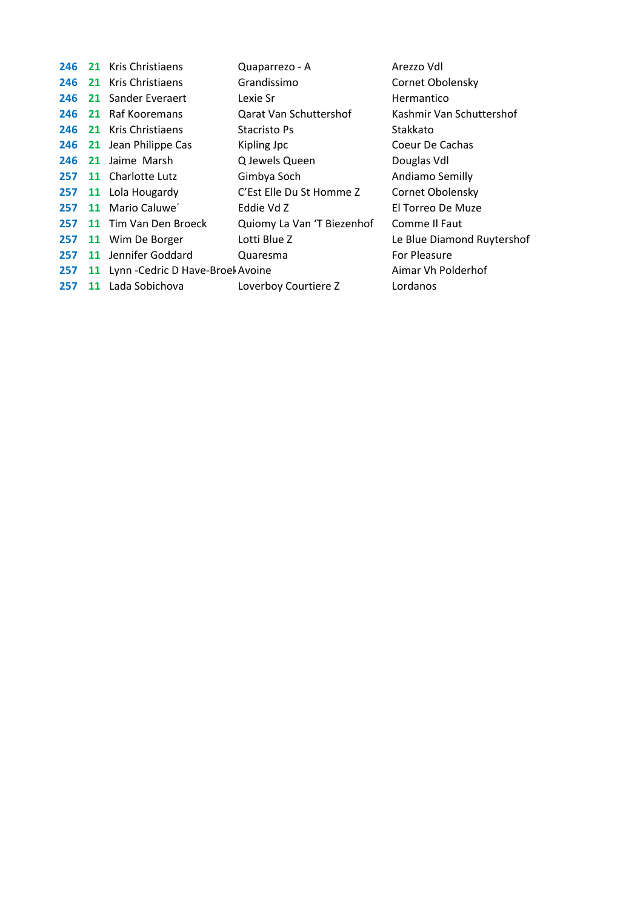| | | | | |
|---|---|---|---|---|
| 246 | 21 | Kris Christiaens | Quaparrezo - A | Arezzo Vdl |
| 246 | 21 | Kris Christiaens | Grandissimo | Cornet Obolensky |
| 246 | 21 | Sander Everaert | Lexie Sr | Hermantico |
| 246 | 21 | Raf Kooremans | Qarat Van Schuttershof | Kashmir Van Schuttershof |
| 246 | 21 | Kris Christiaens | Stacristo Ps | Stakkato |
| 246 | 21 | Jean Philippe Cas | Kipling Jpc | Coeur De Cachas |
| 246 | 21 | Jaime Marsh | Q Jewels Queen | Douglas Vdl |
| 257 | 11 | Charlotte Lutz | Gimbya Soch | Andiamo Semilly |
| 257 | 11 | Lola Hougardy | C'Est Elle Du St Homme Z | Cornet Obolensky |
| 257 | 11 | Mario Caluwe´ | Eddie Vd Z | El Torreo De Muze |
| 257 | 11 | Tim Van Den Broeck | Quiomy La Van 'T Biezenhof | Comme Il Faut |
| 257 | 11 | Wim De Borger | Lotti Blue Z | Le Blue Diamond Ruytershof |
| 257 | 11 | Jennifer Goddard | Quaresma | For Pleasure |
| 257 | 11 | Lynn -Cedric D Have-Broek | Avoine | Aimar Vh Polderhof |
| 257 | 11 | Lada Sobichova | Loverboy Courtiere Z | Lordanos |